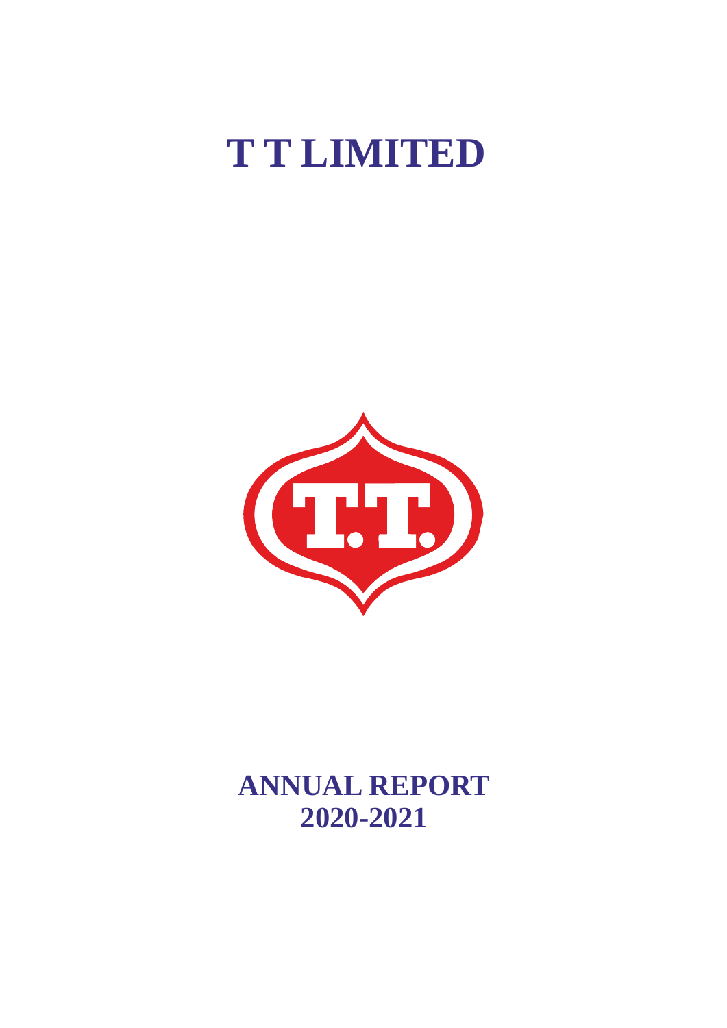# T T LIMITED

# ANNUAL REPORT
# 2020-2021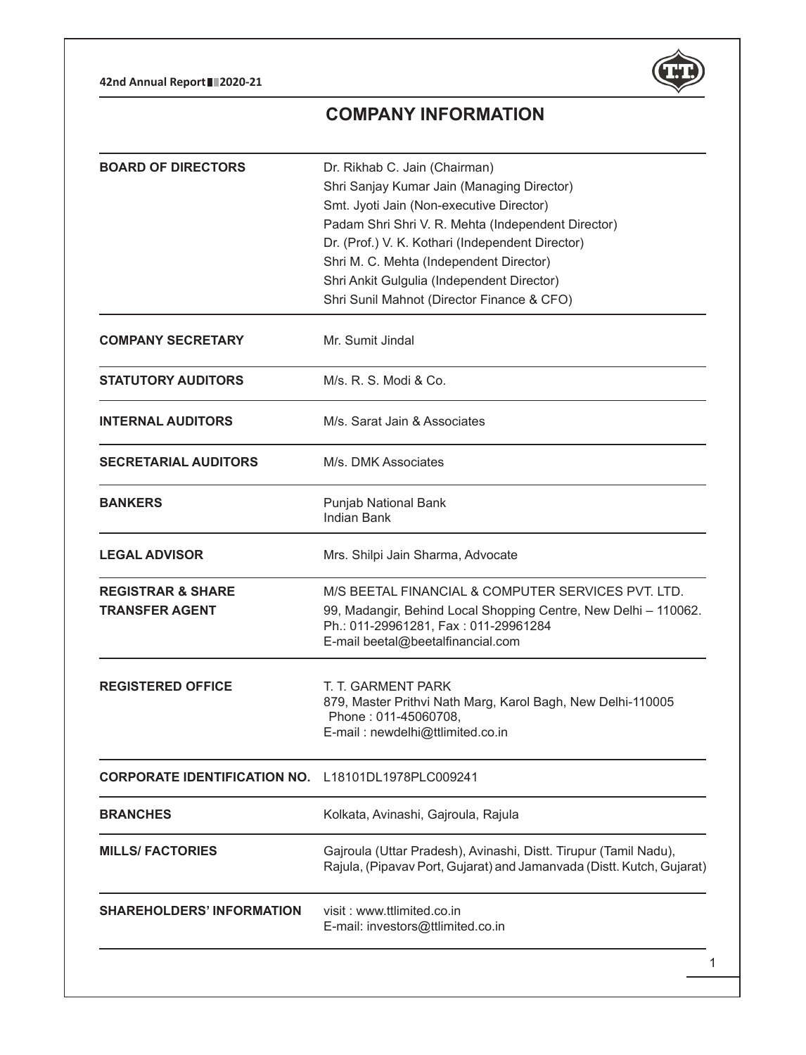# COMPANY INFORMATION

| | |
|---|---|
| **BOARD OF DIRECTORS** | Dr. Rikhab C. Jain (Chairman)<br>Shri Sanjay Kumar Jain (Managing Director)<br>Smt. Jyoti Jain (Non-executive Director)<br>Padam Shri Shri V. R. Mehta (Independent Director)<br>Dr. (Prof.) V. K. Kothari (Independent Director)<br>Shri M. C. Mehta (Independent Director)<br>Shri Ankit Gulgulia (Independent Director)<br>Shri Sunil Mahnot (Director Finance & CFO) |
| **COMPANY SECRETARY** | Mr. Sumit Jindal |
| **STATUTORY AUDITORS** | M/s. R. S. Modi & Co. |
| **INTERNAL AUDITORS** | M/s. Sarat Jain & Associates |
| **SECRETARIAL AUDITORS** | M/s. DMK Associates |
| **BANKERS** | Punjab National Bank<br>Indian Bank |
| **LEGAL ADVISOR** | Mrs. Shilpi Jain Sharma, Advocate |
| **REGISTRAR & SHARE TRANSFER AGENT** | M/S BEETAL FINANCIAL & COMPUTER SERVICES PVT. LTD.<br>99, Madangir, Behind Local Shopping Centre, New Delhi – 110062.<br>Ph.: 011-29961281, Fax : 011-29961284<br>E-mail beetal@beetalfinancial.com |
| **REGISTERED OFFICE** | T. T. GARMENT PARK<br>879, Master Prithvi Nath Marg, Karol Bagh, New Delhi-110005<br>Phone : 011-45060708,<br>E-mail : newdelhi@ttlimited.co.in |
| **CORPORATE IDENTIFICATION NO.** | L18101DL1978PLC009241 |
| **BRANCHES** | Kolkata, Avinashi, Gajroula, Rajula |
| **MILLS/ FACTORIES** | Gajroula (Uttar Pradesh), Avinashi, Distt. Tirupur (Tamil Nadu), Rajula, (Pipavav Port, Gujarat) and Jamanvada (Distt. Kutch, Gujarat) |
| **SHAREHOLDERS' INFORMATION** | visit : www.ttlimited.co.in<br>E-mail: investors@ttlimited.co.in |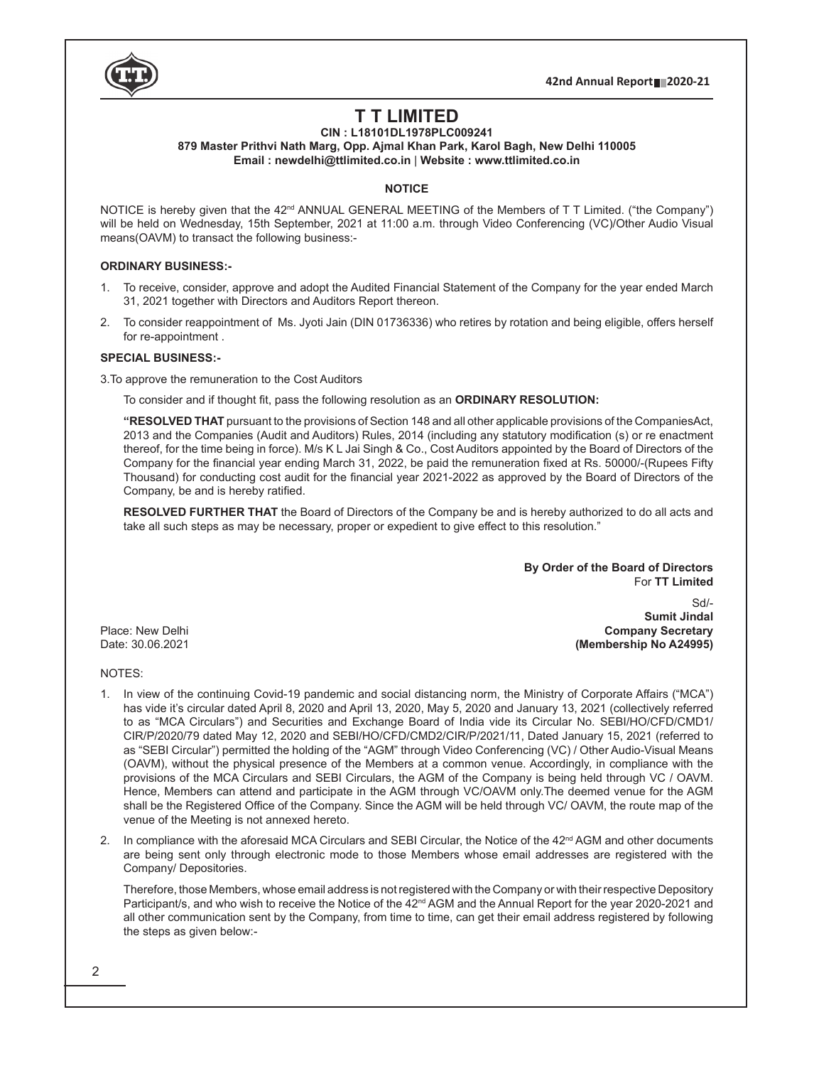# T T LIMITED

**CIN : L18101DL1978PLC009241**
**879 Master Prithvi Nath Marg, Opp. Ajmal Khan Park, Karol Bagh, New Delhi 110005**
**Email : newdelhi@ttlimited.co.in | Website : www.ttlimited.co.in**

## NOTICE

NOTICE is hereby given that the 42nd ANNUAL GENERAL MEETING of the Members of T T Limited. ("the Company") will be held on Wednesday, 15th September, 2021 at 11:00 a.m. through Video Conferencing (VC)/Other Audio Visual means(OAVM) to transact the following business:-

**ORDINARY BUSINESS:-**

1. To receive, consider, approve and adopt the Audited Financial Statement of the Company for the year ended March 31, 2021 together with Directors and Auditors Report thereon.
2. To consider reappointment of Ms. Jyoti Jain (DIN 01736336) who retires by rotation and being eligible, offers herself for re-appointment .

**SPECIAL BUSINESS:-**

3.To approve the remuneration to the Cost Auditors

To consider and if thought fit, pass the following resolution as an **ORDINARY RESOLUTION:**

**"RESOLVED THAT** pursuant to the provisions of Section 148 and all other applicable provisions of the CompaniesAct, 2013 and the Companies (Audit and Auditors) Rules, 2014 (including any statutory modification (s) or re enactment thereof, for the time being in force). M/s K L Jai Singh & Co., Cost Auditors appointed by the Board of Directors of the Company for the financial year ending March 31, 2022, be paid the remuneration fixed at Rs. 50000/-(Rupees Fifty Thousand) for conducting cost audit for the financial year 2021-2022 as approved by the Board of Directors of the Company, be and is hereby ratified.

**RESOLVED FURTHER THAT** the Board of Directors of the Company be and is hereby authorized to do all acts and take all such steps as may be necessary, proper or expedient to give effect to this resolution."

**By Order of the Board of Directors**
For **TT Limited**

Sd/-
**Sumit Jindal**
**Company Secretary**
**(Membership No A24995)**

Place: New Delhi
Date: 30.06.2021

NOTES:

1. In view of the continuing Covid-19 pandemic and social distancing norm, the Ministry of Corporate Affairs ("MCA") has vide it's circular dated April 8, 2020 and April 13, 2020, May 5, 2020 and January 13, 2021 (collectively referred to as "MCA Circulars") and Securities and Exchange Board of India vide its Circular No. SEBI/HO/CFD/CMD1/CIR/P/2020/79 dated May 12, 2020 and SEBI/HO/CFD/CMD2/CIR/P/2021/11, Dated January 15, 2021 (referred to as "SEBI Circular") permitted the holding of the "AGM" through Video Conferencing (VC) / Other Audio-Visual Means (OAVM), without the physical presence of the Members at a common venue. Accordingly, in compliance with the provisions of the MCA Circulars and SEBI Circulars, the AGM of the Company is being held through VC / OAVM. Hence, Members can attend and participate in the AGM through VC/OAVM only.The deemed venue for the AGM shall be the Registered Office of the Company. Since the AGM will be held through VC/ OAVM, the route map of the venue of the Meeting is not annexed hereto.
2. In compliance with the aforesaid MCA Circulars and SEBI Circular, the Notice of the 42nd AGM and other documents are being sent only through electronic mode to those Members whose email addresses are registered with the Company/ Depositories.

   Therefore, those Members, whose email address is not registered with the Company or with their respective Depository Participant/s, and who wish to receive the Notice of the 42nd AGM and the Annual Report for the year 2020-2021 and all other communication sent by the Company, from time to time, can get their email address registered by following the steps as given below:-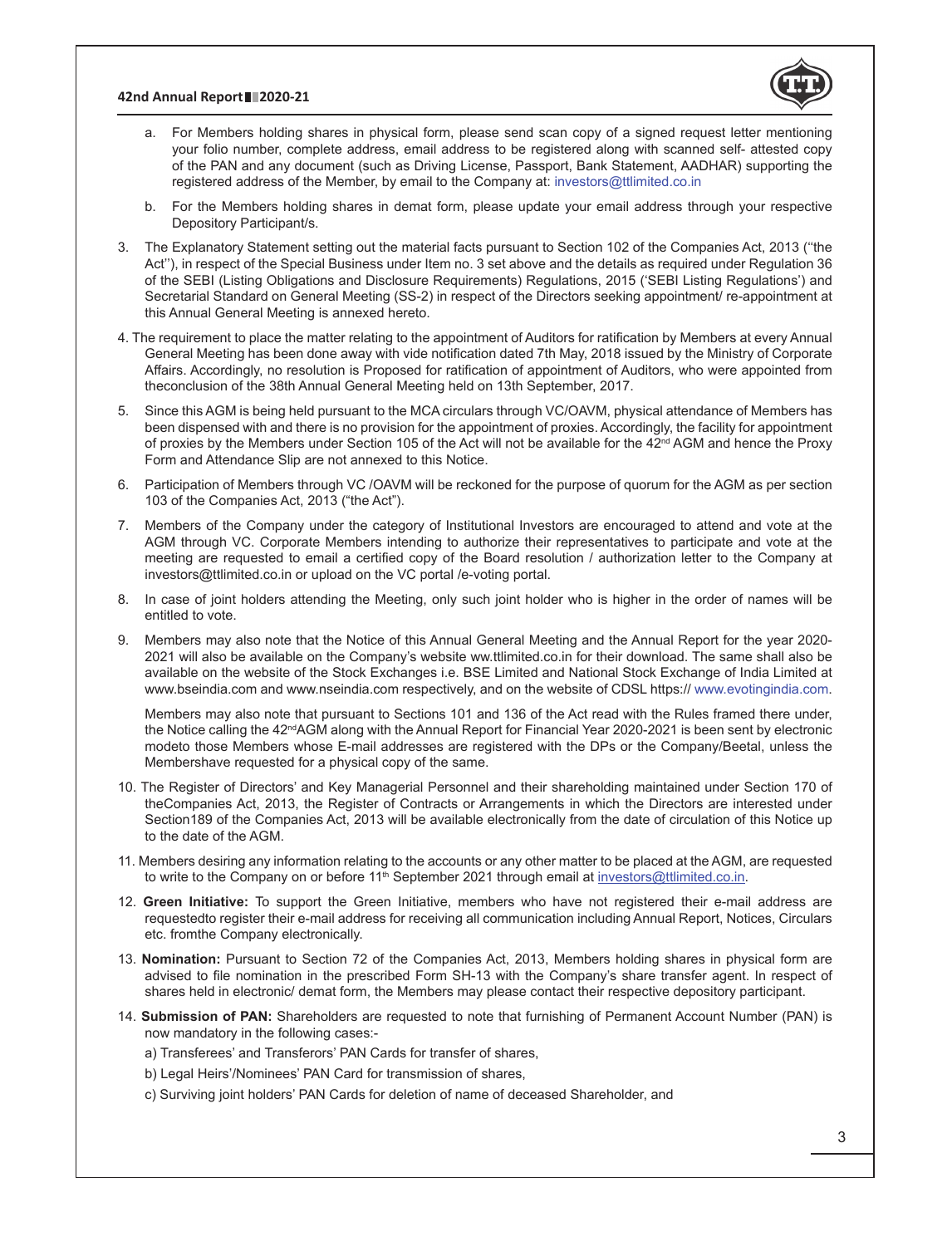a. For Members holding shares in physical form, please send scan copy of a signed request letter mentioning your folio number, complete address, email address to be registered along with scanned self- attested copy of the PAN and any document (such as Driving License, Passport, Bank Statement, AADHAR) supporting the registered address of the Member, by email to the Company at: investors@ttlimited.co.in

b. For the Members holding shares in demat form, please update your email address through your respective Depository Participant/s.

3. The Explanatory Statement setting out the material facts pursuant to Section 102 of the Companies Act, 2013 (''the Act''), in respect of the Special Business under Item no. 3 set above and the details as required under Regulation 36 of the SEBI (Listing Obligations and Disclosure Requirements) Regulations, 2015 ('SEBI Listing Regulations') and Secretarial Standard on General Meeting (SS-2) in respect of the Directors seeking appointment/ re-appointment at this Annual General Meeting is annexed hereto.

4. The requirement to place the matter relating to the appointment of Auditors for ratification by Members at every Annual General Meeting has been done away with vide notification dated 7th May, 2018 issued by the Ministry of Corporate Affairs. Accordingly, no resolution is Proposed for ratification of appointment of Auditors, who were appointed from theconclusion of the 38th Annual General Meeting held on 13th September, 2017.

5. Since this AGM is being held pursuant to the MCA circulars through VC/OAVM, physical attendance of Members has been dispensed with and there is no provision for the appointment of proxies. Accordingly, the facility for appointment of proxies by the Members under Section 105 of the Act will not be available for the 42nd AGM and hence the Proxy Form and Attendance Slip are not annexed to this Notice.

6. Participation of Members through VC /OAVM will be reckoned for the purpose of quorum for the AGM as per section 103 of the Companies Act, 2013 ("the Act").

7. Members of the Company under the category of Institutional Investors are encouraged to attend and vote at the AGM through VC. Corporate Members intending to authorize their representatives to participate and vote at the meeting are requested to email a certified copy of the Board resolution / authorization letter to the Company at investors@ttlimited.co.in or upload on the VC portal /e-voting portal.

8. In case of joint holders attending the Meeting, only such joint holder who is higher in the order of names will be entitled to vote.

9. Members may also note that the Notice of this Annual General Meeting and the Annual Report for the year 2020-2021 will also be available on the Company's website ww.ttlimited.co.in for their download. The same shall also be available on the website of the Stock Exchanges i.e. BSE Limited and National Stock Exchange of India Limited at www.bseindia.com and www.nseindia.com respectively, and on the website of CDSL https:// www.evotingindia.com.

   Members may also note that pursuant to Sections 101 and 136 of the Act read with the Rules framed there under, the Notice calling the 42ndAGM along with the Annual Report for Financial Year 2020-2021 is been sent by electronic modeto those Members whose E-mail addresses are registered with the DPs or the Company/Beetal, unless the Membershave requested for a physical copy of the same.

10. The Register of Directors' and Key Managerial Personnel and their shareholding maintained under Section 170 of theCompanies Act, 2013, the Register of Contracts or Arrangements in which the Directors are interested under Section189 of the Companies Act, 2013 will be available electronically from the date of circulation of this Notice up to the date of the AGM.

11. Members desiring any information relating to the accounts or any other matter to be placed at the AGM, are requested to write to the Company on or before 11th September 2021 through email at investors@ttlimited.co.in.

12. **Green Initiative:** To support the Green Initiative, members who have not registered their e-mail address are requestedto register their e-mail address for receiving all communication including Annual Report, Notices, Circulars etc. fromthe Company electronically.

13. **Nomination:** Pursuant to Section 72 of the Companies Act, 2013, Members holding shares in physical form are advised to file nomination in the prescribed Form SH-13 with the Company's share transfer agent. In respect of shares held in electronic/ demat form, the Members may please contact their respective depository participant.

14. **Submission of PAN:** Shareholders are requested to note that furnishing of Permanent Account Number (PAN) is now mandatory in the following cases:-

   a) Transferees' and Transferors' PAN Cards for transfer of shares,

   b) Legal Heirs'/Nominees' PAN Card for transmission of shares,

   c) Surviving joint holders' PAN Cards for deletion of name of deceased Shareholder, and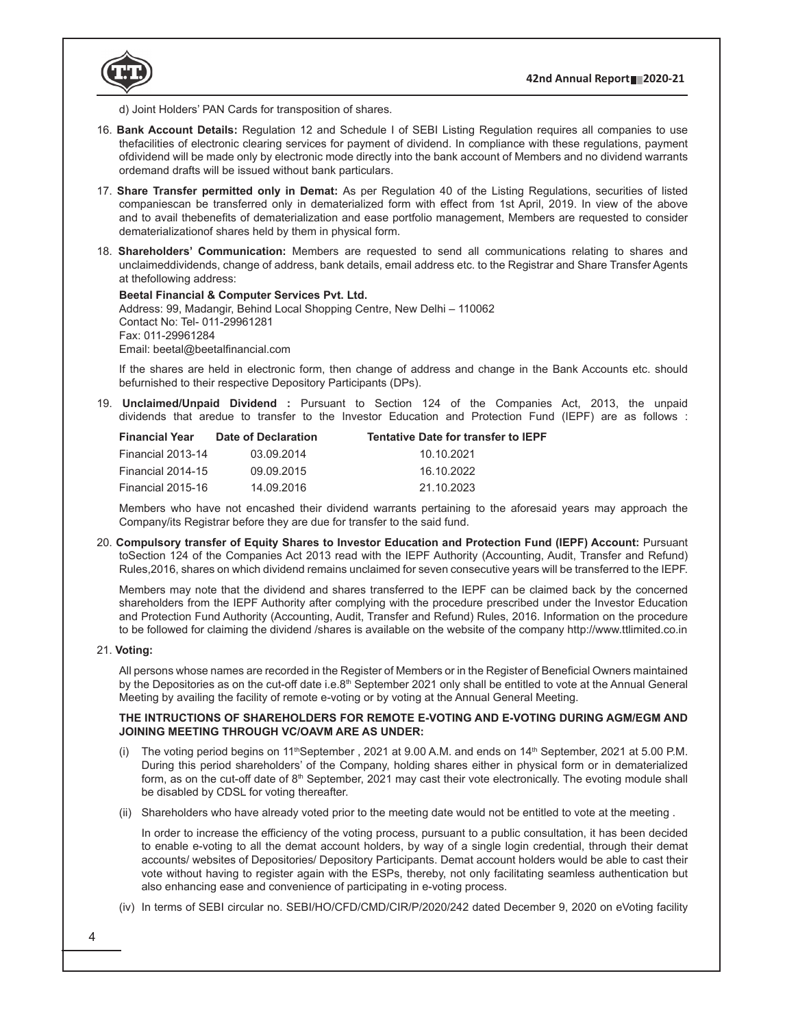d) Joint Holders' PAN Cards for transposition of shares.

16. **Bank Account Details:** Regulation 12 and Schedule I of SEBI Listing Regulation requires all companies to use thefacilities of electronic clearing services for payment of dividend. In compliance with these regulations, payment ofdividend will be made only by electronic mode directly into the bank account of Members and no dividend warrants ordemand drafts will be issued without bank particulars.

17. **Share Transfer permitted only in Demat:** As per Regulation 40 of the Listing Regulations, securities of listed companiescan be transferred only in dematerialized form with effect from 1st April, 2019. In view of the above and to avail thebenefits of dematerialization and ease portfolio management, Members are requested to consider dematerializationof shares held by them in physical form.

18. **Shareholders' Communication:** Members are requested to send all communications relating to shares and unclaimeddividends, change of address, bank details, email address etc. to the Registrar and Share Transfer Agents at thefollowing address:

    **Beetal Financial & Computer Services Pvt. Ltd.**
    Address: 99, Madangir, Behind Local Shopping Centre, New Delhi – 110062
    Contact No: Tel- 011-29961281
    Fax: 011-29961284
    Email: beetal@beetalfinancial.com

    If the shares are held in electronic form, then change of address and change in the Bank Accounts etc. should befurnished to their respective Depository Participants (DPs).

19. **Unclaimed/Unpaid Dividend :** Pursuant to Section 124 of the Companies Act, 2013, the unpaid dividends that aredue to transfer to the Investor Education and Protection Fund (IEPF) are as follows :

| Financial Year | Date of Declaration | Tentative Date for transfer to IEPF |
|---|---|---|
| Financial 2013-14 | 03.09.2014 | 10.10.2021 |
| Financial 2014-15 | 09.09.2015 | 16.10.2022 |
| Financial 2015-16 | 14.09.2016 | 21.10.2023 |

    Members who have not encashed their dividend warrants pertaining to the aforesaid years may approach the Company/its Registrar before they are due for transfer to the said fund.

20. **Compulsory transfer of Equity Shares to Investor Education and Protection Fund (IEPF) Account:** Pursuant toSection 124 of the Companies Act 2013 read with the IEPF Authority (Accounting, Audit, Transfer and Refund) Rules,2016, shares on which dividend remains unclaimed for seven consecutive years will be transferred to the IEPF.

    Members may note that the dividend and shares transferred to the IEPF can be claimed back by the concerned shareholders from the IEPF Authority after complying with the procedure prescribed under the Investor Education and Protection Fund Authority (Accounting, Audit, Transfer and Refund) Rules, 2016. Information on the procedure to be followed for claiming the dividend /shares is available on the website of the company http://www.ttlimited.co.in

21. **Voting:**

    All persons whose names are recorded in the Register of Members or in the Register of Beneficial Owners maintained by the Depositories as on the cut-off date i.e.8th September 2021 only shall be entitled to vote at the Annual General Meeting by availing the facility of remote e-voting or by voting at the Annual General Meeting.

    **THE INTRUCTIONS OF SHAREHOLDERS FOR REMOTE E-VOTING AND E-VOTING DURING AGM/EGM AND JOINING MEETING THROUGH VC/OAVM ARE AS UNDER:**

    (i) The voting period begins on 11thSeptember , 2021 at 9.00 A.M. and ends on 14th September, 2021 at 5.00 P.M. During this period shareholders' of the Company, holding shares either in physical form or in dematerialized form, as on the cut-off date of 8th September, 2021 may cast their vote electronically. The evoting module shall be disabled by CDSL for voting thereafter.

    (ii) Shareholders who have already voted prior to the meeting date would not be entitled to vote at the meeting .

    In order to increase the efficiency of the voting process, pursuant to a public consultation, it has been decided to enable e-voting to all the demat account holders, by way of a single login credential, through their demat accounts/ websites of Depositories/ Depository Participants. Demat account holders would be able to cast their vote without having to register again with the ESPs, thereby, not only facilitating seamless authentication but also enhancing ease and convenience of participating in e-voting process.

    (iv) In terms of SEBI circular no. SEBI/HO/CFD/CMD/CIR/P/2020/242 dated December 9, 2020 on eVoting facility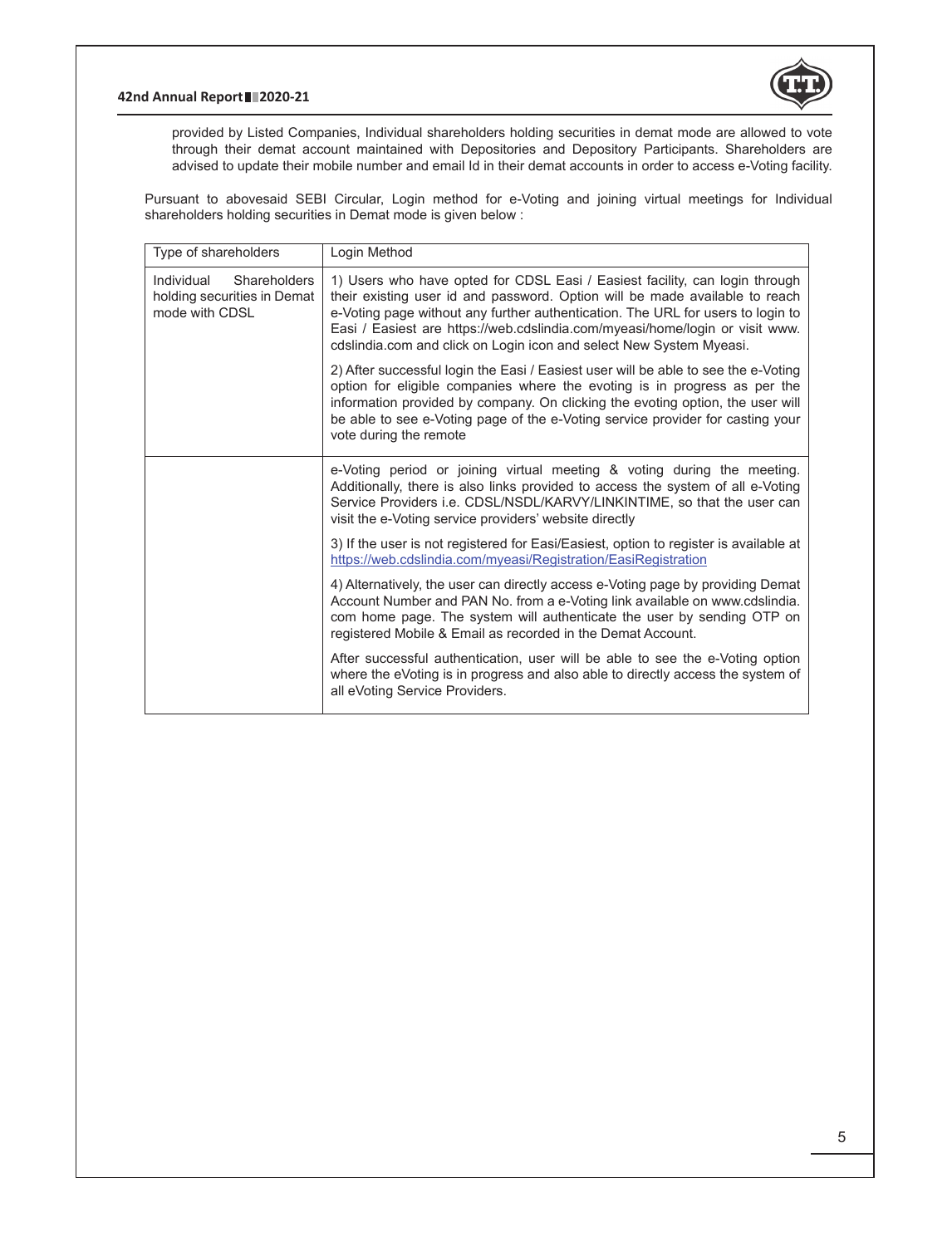provided by Listed Companies, Individual shareholders holding securities in demat mode are allowed to vote through their demat account maintained with Depositories and Depository Participants. Shareholders are advised to update their mobile number and email Id in their demat accounts in order to access e-Voting facility.

Pursuant to abovesaid SEBI Circular, Login method for e-Voting and joining virtual meetings for Individual shareholders holding securities in Demat mode is given below :

| Type of shareholders | Login Method |
|---|---|
| Individual Shareholders holding securities in Demat mode with CDSL | 1) Users who have opted for CDSL Easi / Easiest facility, can login through their existing user id and password. Option will be made available to reach e-Voting page without any further authentication. The URL for users to login to Easi / Easiest are https://web.cdslindia.com/myeasi/home/login or visit www.cdslindia.com and click on Login icon and select New System Myeasi.<br><br>2) After successful login the Easi / Easiest user will be able to see the e-Voting option for eligible companies where the evoting is in progress as per the information provided by company. On clicking the evoting option, the user will be able to see e-Voting page of the e-Voting service provider for casting your vote during the remote e-Voting period or joining virtual meeting & voting during the meeting. Additionally, there is also links provided to access the system of all e-Voting Service Providers i.e. CDSL/NSDL/KARVY/LINKINTIME, so that the user can visit the e-Voting service providers' website directly<br><br>3) If the user is not registered for Easi/Easiest, option to register is available at https://web.cdslindia.com/myeasi/Registration/EasiRegistration<br><br>4) Alternatively, the user can directly access e-Voting page by providing Demat Account Number and PAN No. from a e-Voting link available on www.cdslindia.com home page. The system will authenticate the user by sending OTP on registered Mobile & Email as recorded in the Demat Account.<br><br>After successful authentication, user will be able to see the e-Voting option where the eVoting is in progress and also able to directly access the system of all eVoting Service Providers. |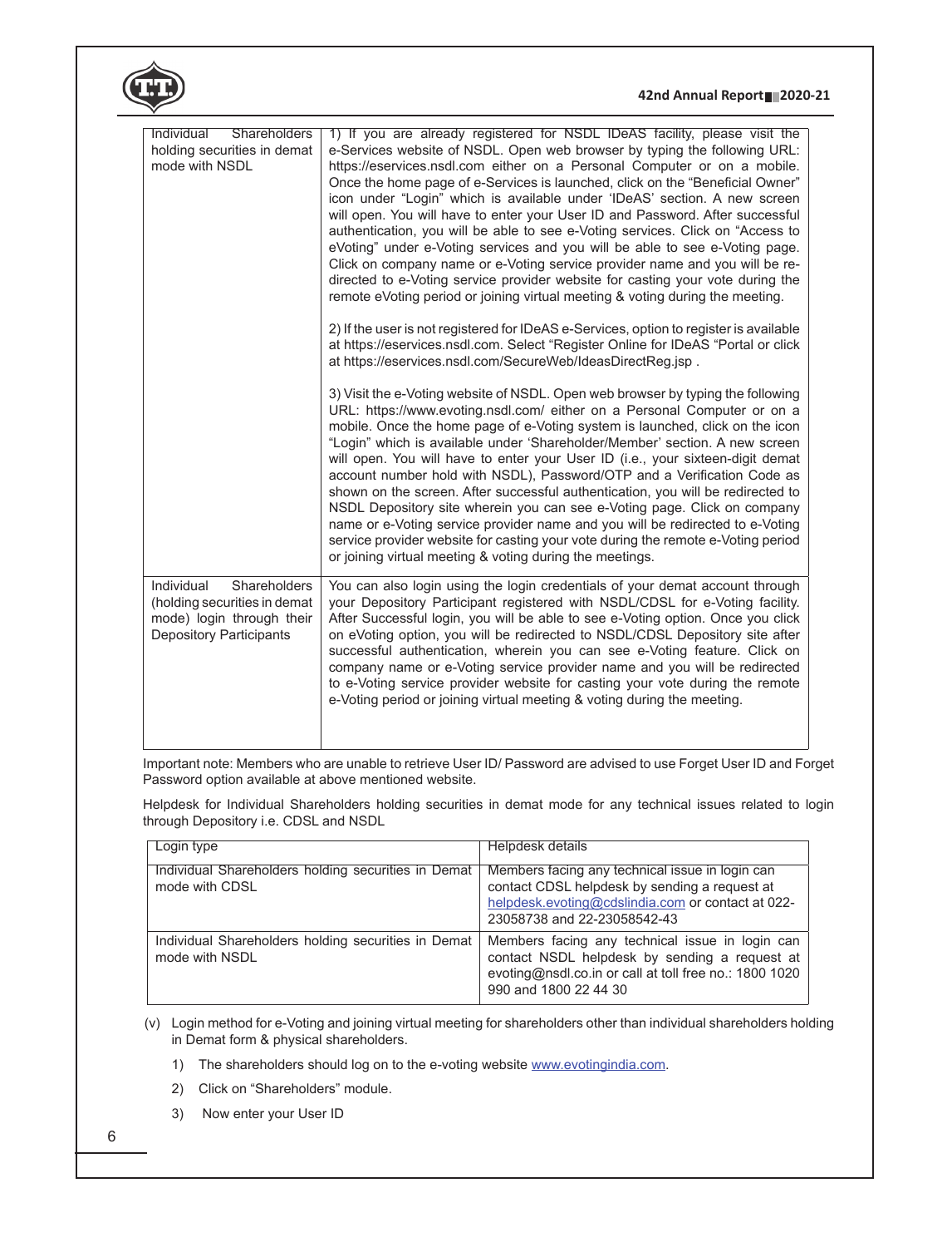| | |
|---|---|
| Individual Shareholders holding securities in demat mode with NSDL | 1) If you are already registered for NSDL IDeAS facility, please visit the e-Services website of NSDL. Open web browser by typing the following URL: https://eservices.nsdl.com either on a Personal Computer or on a mobile. Once the home page of e-Services is launched, click on the "Beneficial Owner" icon under "Login" which is available under 'IDeAS' section. A new screen will open. You will have to enter your User ID and Password. After successful authentication, you will be able to see e-Voting services. Click on "Access to eVoting" under e-Voting services and you will be able to see e-Voting page. Click on company name or e-Voting service provider name and you will be re-directed to e-Voting service provider website for casting your vote during the remote eVoting period or joining virtual meeting & voting during the meeting.<br><br>2) If the user is not registered for IDeAS e-Services, option to register is available at https://eservices.nsdl.com. Select "Register Online for IDeAS "Portal or click at https://eservices.nsdl.com/SecureWeb/IdeasDirectReg.jsp .<br><br>3) Visit the e-Voting website of NSDL. Open web browser by typing the following URL: https://www.evoting.nsdl.com/ either on a Personal Computer or on a mobile. Once the home page of e-Voting system is launched, click on the icon "Login" which is available under 'Shareholder/Member' section. A new screen will open. You will have to enter your User ID (i.e., your sixteen-digit demat account number hold with NSDL), Password/OTP and a Verification Code as shown on the screen. After successful authentication, you will be redirected to NSDL Depository site wherein you can see e-Voting page. Click on company name or e-Voting service provider name and you will be redirected to e-Voting service provider website for casting your vote during the remote e-Voting period or joining virtual meeting & voting during the meetings. |
| Individual Shareholders (holding securities in demat mode) login through their Depository Participants | You can also login using the login credentials of your demat account through your Depository Participant registered with NSDL/CDSL for e-Voting facility. After Successful login, you will be able to see e-Voting option. Once you click on eVoting option, you will be redirected to NSDL/CDSL Depository site after successful authentication, wherein you can see e-Voting feature. Click on company name or e-Voting service provider name and you will be redirected to e-Voting service provider website for casting your vote during the remote e-Voting period or joining virtual meeting & voting during the meeting. |

Important note: Members who are unable to retrieve User ID/ Password are advised to use Forget User ID and Forget Password option available at above mentioned website.

Helpdesk for Individual Shareholders holding securities in demat mode for any technical issues related to login through Depository i.e. CDSL and NSDL

| Login type | Helpdesk details |
|---|---|
| Individual Shareholders holding securities in Demat mode with CDSL | Members facing any technical issue in login can contact CDSL helpdesk by sending a request at helpdesk.evoting@cdslindia.com or contact at 022-23058738 and 22-23058542-43 |
| Individual Shareholders holding securities in Demat mode with NSDL | Members facing any technical issue in login can contact NSDL helpdesk by sending a request at evoting@nsdl.co.in or call at toll free no.: 1800 1020 990 and 1800 22 44 30 |

(v) Login method for e-Voting and joining virtual meeting for shareholders other than individual shareholders holding in Demat form & physical shareholders.

1) The shareholders should log on to the e-voting website www.evotingindia.com.

2) Click on "Shareholders" module.

3) Now enter your User ID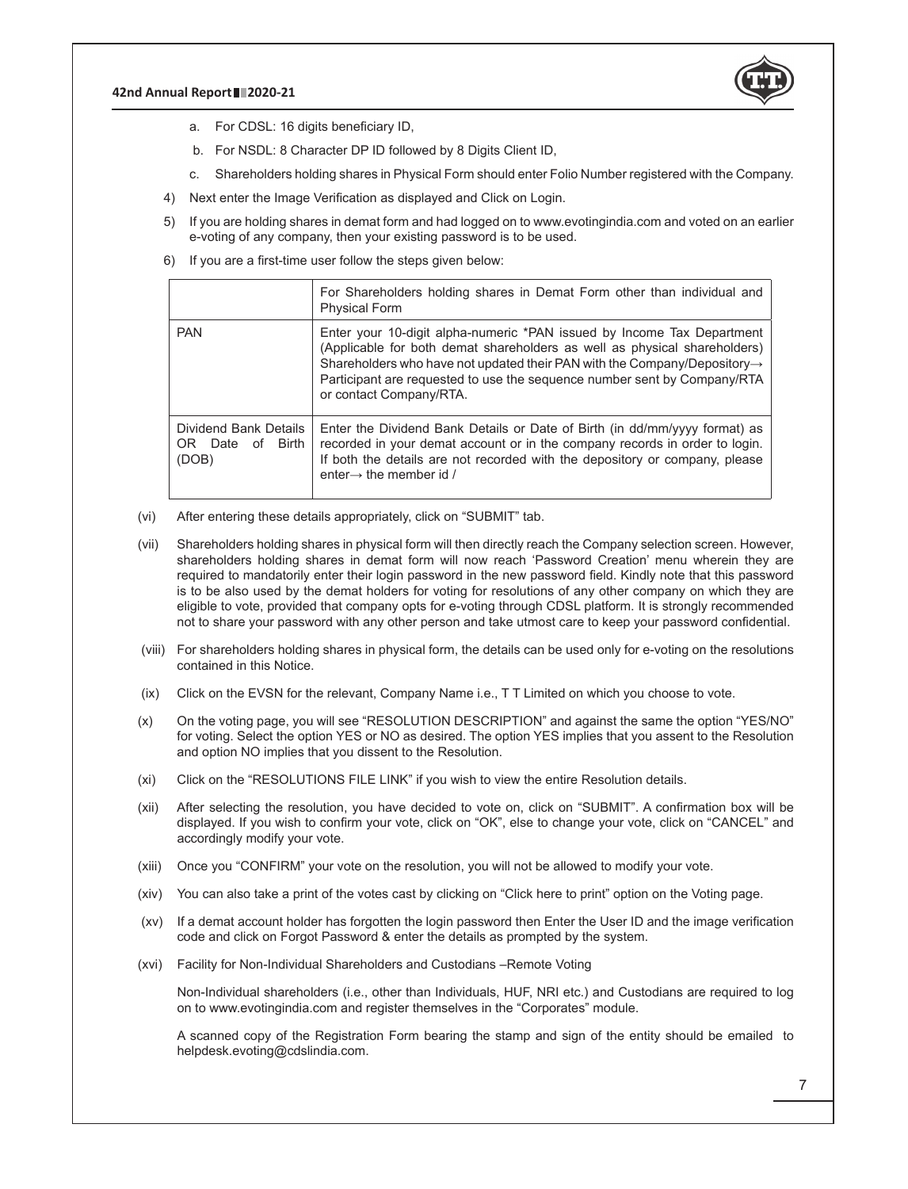a. For CDSL: 16 digits beneficiary ID,

b. For NSDL: 8 Character DP ID followed by 8 Digits Client ID,

c. Shareholders holding shares in Physical Form should enter Folio Number registered with the Company.

4) Next enter the Image Verification as displayed and Click on Login.

5) If you are holding shares in demat form and had logged on to www.evotingindia.com and voted on an earlier e-voting of any company, then your existing password is to be used.

6) If you are a first-time user follow the steps given below:

| | For Shareholders holding shares in Demat Form other than individual and Physical Form |
|---|---|
| PAN | Enter your 10-digit alpha-numeric *PAN issued by Income Tax Department (Applicable for both demat shareholders as well as physical shareholders) Shareholders who have not updated their PAN with the Company/Depository→ Participant are requested to use the sequence number sent by Company/RTA or contact Company/RTA. |
| Dividend Bank Details OR Date of Birth (DOB) | Enter the Dividend Bank Details or Date of Birth (in dd/mm/yyyy format) as recorded in your demat account or in the company records in order to login. If both the details are not recorded with the depository or company, please enter→ the member id / |

(vi) After entering these details appropriately, click on "SUBMIT" tab.

(vii) Shareholders holding shares in physical form will then directly reach the Company selection screen. However, shareholders holding shares in demat form will now reach 'Password Creation' menu wherein they are required to mandatorily enter their login password in the new password field. Kindly note that this password is to be also used by the demat holders for voting for resolutions of any other company on which they are eligible to vote, provided that company opts for e-voting through CDSL platform. It is strongly recommended not to share your password with any other person and take utmost care to keep your password confidential.

(viii) For shareholders holding shares in physical form, the details can be used only for e-voting on the resolutions contained in this Notice.

(ix) Click on the EVSN for the relevant, Company Name i.e., T T Limited on which you choose to vote.

(x) On the voting page, you will see "RESOLUTION DESCRIPTION" and against the same the option "YES/NO" for voting. Select the option YES or NO as desired. The option YES implies that you assent to the Resolution and option NO implies that you dissent to the Resolution.

(xi) Click on the "RESOLUTIONS FILE LINK" if you wish to view the entire Resolution details.

(xii) After selecting the resolution, you have decided to vote on, click on "SUBMIT". A confirmation box will be displayed. If you wish to confirm your vote, click on "OK", else to change your vote, click on "CANCEL" and accordingly modify your vote.

(xiii) Once you "CONFIRM" your vote on the resolution, you will not be allowed to modify your vote.

(xiv) You can also take a print of the votes cast by clicking on "Click here to print" option on the Voting page.

(xv) If a demat account holder has forgotten the login password then Enter the User ID and the image verification code and click on Forgot Password & enter the details as prompted by the system.

(xvi) Facility for Non-Individual Shareholders and Custodians –Remote Voting

Non-Individual shareholders (i.e., other than Individuals, HUF, NRI etc.) and Custodians are required to log on to www.evotingindia.com and register themselves in the "Corporates" module.

A scanned copy of the Registration Form bearing the stamp and sign of the entity should be emailed to helpdesk.evoting@cdslindia.com.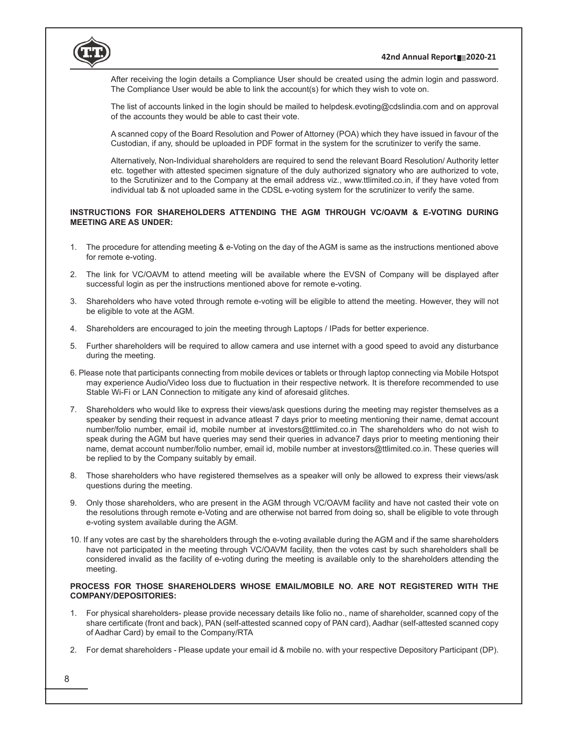After receiving the login details a Compliance User should be created using the admin login and password. The Compliance User would be able to link the account(s) for which they wish to vote on.

The list of accounts linked in the login should be mailed to helpdesk.evoting@cdslindia.com and on approval of the accounts they would be able to cast their vote.

A scanned copy of the Board Resolution and Power of Attorney (POA) which they have issued in favour of the Custodian, if any, should be uploaded in PDF format in the system for the scrutinizer to verify the same.

Alternatively, Non-Individual shareholders are required to send the relevant Board Resolution/ Authority letter etc. together with attested specimen signature of the duly authorized signatory who are authorized to vote, to the Scrutinizer and to the Company at the email address viz., www.ttlimited.co.in, if they have voted from individual tab & not uploaded same in the CDSL e-voting system for the scrutinizer to verify the same.

**INSTRUCTIONS FOR SHAREHOLDERS ATTENDING THE AGM THROUGH VC/OAVM & E-VOTING DURING MEETING ARE AS UNDER:**

1. The procedure for attending meeting & e-Voting on the day of the AGM is same as the instructions mentioned above for remote e-voting.
2. The link for VC/OAVM to attend meeting will be available where the EVSN of Company will be displayed after successful login as per the instructions mentioned above for remote e-voting.
3. Shareholders who have voted through remote e-voting will be eligible to attend the meeting. However, they will not be eligible to vote at the AGM.
4. Shareholders are encouraged to join the meeting through Laptops / IPads for better experience.
5. Further shareholders will be required to allow camera and use internet with a good speed to avoid any disturbance during the meeting.
6. Please note that participants connecting from mobile devices or tablets or through laptop connecting via Mobile Hotspot may experience Audio/Video loss due to fluctuation in their respective network. It is therefore recommended to use Stable Wi-Fi or LAN Connection to mitigate any kind of aforesaid glitches.
7. Shareholders who would like to express their views/ask questions during the meeting may register themselves as a speaker by sending their request in advance atleast 7 days prior to meeting mentioning their name, demat account number/folio number, email id, mobile number at investors@ttlimited.co.in The shareholders who do not wish to speak during the AGM but have queries may send their queries in advance7 days prior to meeting mentioning their name, demat account number/folio number, email id, mobile number at investors@ttlimited.co.in. These queries will be replied to by the Company suitably by email.
8. Those shareholders who have registered themselves as a speaker will only be allowed to express their views/ask questions during the meeting.
9. Only those shareholders, who are present in the AGM through VC/OAVM facility and have not casted their vote on the resolutions through remote e-Voting and are otherwise not barred from doing so, shall be eligible to vote through e-voting system available during the AGM.
10. If any votes are cast by the shareholders through the e-voting available during the AGM and if the same shareholders have not participated in the meeting through VC/OAVM facility, then the votes cast by such shareholders shall be considered invalid as the facility of e-voting during the meeting is available only to the shareholders attending the meeting.

**PROCESS FOR THOSE SHAREHOLDERS WHOSE EMAIL/MOBILE NO. ARE NOT REGISTERED WITH THE COMPANY/DEPOSITORIES:**

1. For physical shareholders- please provide necessary details like folio no., name of shareholder, scanned copy of the share certificate (front and back), PAN (self-attested scanned copy of PAN card), Aadhar (self-attested scanned copy of Aadhar Card) by email to the Company/RTA
2. For demat shareholders - Please update your email id & mobile no. with your respective Depository Participant (DP).